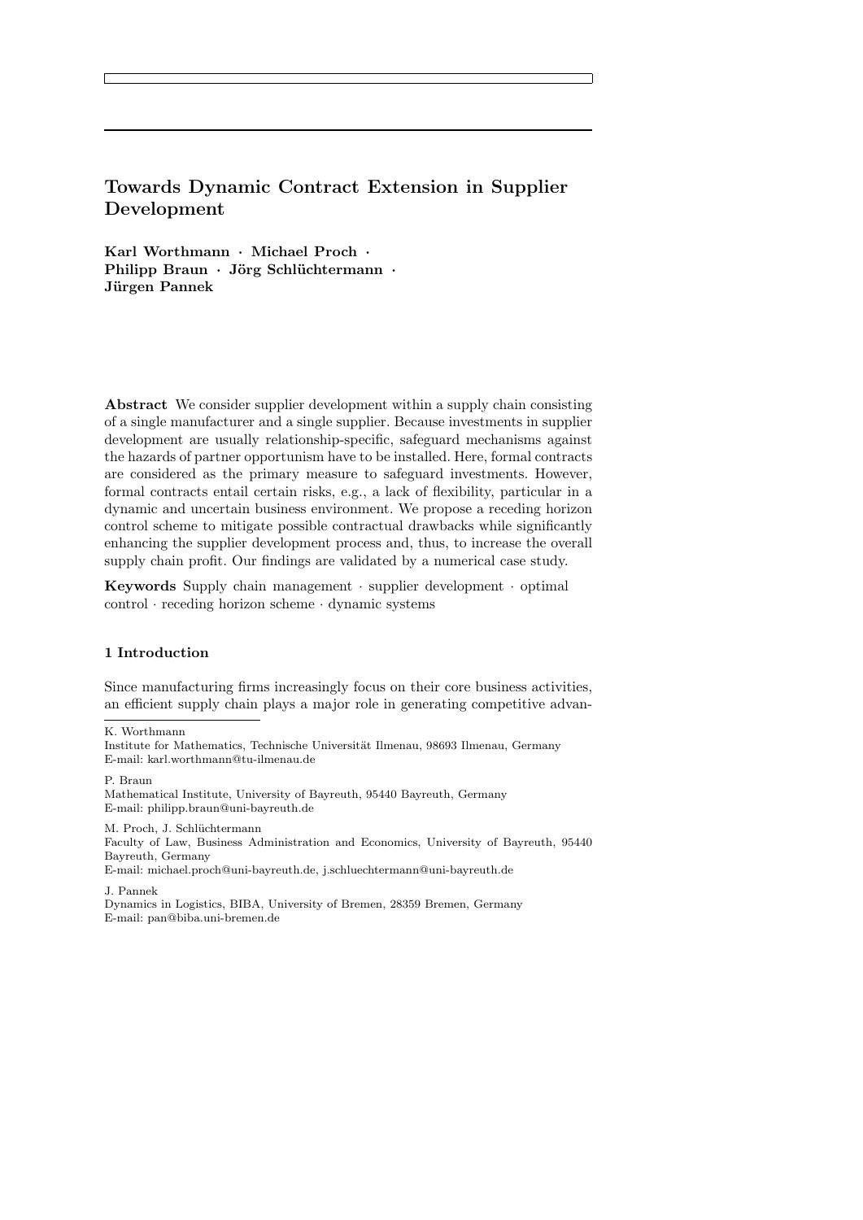# Towards Dynamic Contract Extension in Supplier Development

**Karl Worthmann · Michael Proch · Philipp Braun · Jörg Schlüchtermann · Jürgen Pannek**

**Abstract** We consider supplier development within a supply chain consisting of a single manufacturer and a single supplier. Because investments in supplier development are usually relationship-specific, safeguard mechanisms against the hazards of partner opportunism have to be installed. Here, formal contracts are considered as the primary measure to safeguard investments. However, formal contracts entail certain risks, e.g., a lack of flexibility, particular in a dynamic and uncertain business environment. We propose a receding horizon control scheme to mitigate possible contractual drawbacks while significantly enhancing the supplier development process and, thus, to increase the overall supply chain profit. Our findings are validated by a numerical case study.

**Keywords** Supply chain management · supplier development · optimal control · receding horizon scheme · dynamic systems

## 1 Introduction

Since manufacturing firms increasingly focus on their core business activities, an efficient supply chain plays a major role in generating competitive advan-

---

K. Worthmann
Institute for Mathematics, Technische Universität Ilmenau, 98693 Ilmenau, Germany
E-mail: karl.worthmann@tu-ilmenau.de

P. Braun
Mathematical Institute, University of Bayreuth, 95440 Bayreuth, Germany
E-mail: philipp.braun@uni-bayreuth.de

M. Proch, J. Schlüchtermann
Faculty of Law, Business Administration and Economics, University of Bayreuth, 95440 Bayreuth, Germany
E-mail: michael.proch@uni-bayreuth.de, j.schluechtermann@uni-bayreuth.de

J. Pannek
Dynamics in Logistics, BIBA, University of Bremen, 28359 Bremen, Germany
E-mail: pan@biba.uni-bremen.de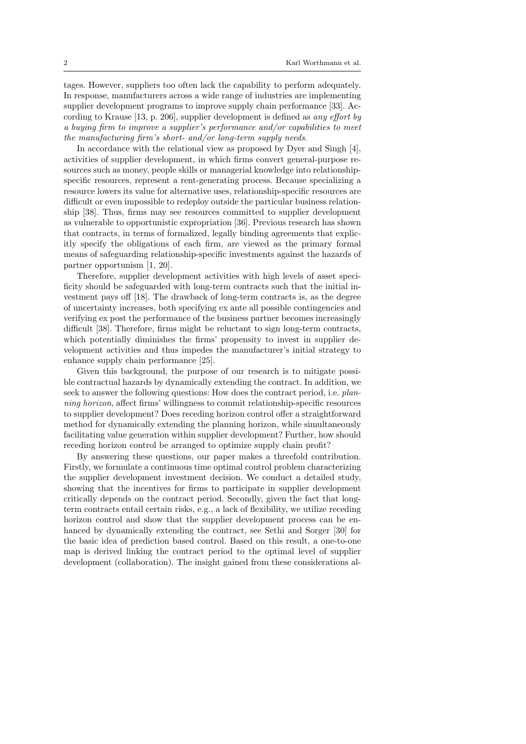tages. However, suppliers too often lack the capability to perform adequately. In response, manufacturers across a wide range of industries are implementing supplier development programs to improve supply chain performance [33]. According to Krause [13, p. 206], supplier development is defined as *any effort by a buying firm to improve a supplier's performance and/or capabilities to meet the manufacturing firm's short- and/or long-term supply needs*.

In accordance with the relational view as proposed by Dyer and Singh [4], activities of supplier development, in which firms convert general-purpose resources such as money, people skills or managerial knowledge into relationship-specific resources, represent a rent-generating process. Because specializing a resource lowers its value for alternative uses, relationship-specific resources are difficult or even impossible to redeploy outside the particular business relationship [38]. Thus, firms may see resources committed to supplier development as vulnerable to opportunistic expropriation [36]. Previous research has shown that contracts, in terms of formalized, legally binding agreements that explicitly specify the obligations of each firm, are viewed as the primary formal means of safeguarding relationship-specific investments against the hazards of partner opportunism [1, 20].

Therefore, supplier development activities with high levels of asset specificity should be safeguarded with long-term contracts such that the initial investment pays off [18]. The drawback of long-term contracts is, as the degree of uncertainty increases, both specifying ex ante all possible contingencies and verifying ex post the performance of the business partner becomes increasingly difficult [38]. Therefore, firms might be reluctant to sign long-term contracts, which potentially diminishes the firms' propensity to invest in supplier development activities and thus impedes the manufacturer's initial strategy to enhance supply chain performance [25].

Given this background, the purpose of our research is to mitigate possible contractual hazards by dynamically extending the contract. In addition, we seek to answer the following questions: How does the contract period, i.e. *planning horizon*, affect firms' willingness to commit relationship-specific resources to supplier development? Does receding horizon control offer a straightforward method for dynamically extending the planning horizon, while simultaneously facilitating value generation within supplier development? Further, how should receding horizon control be arranged to optimize supply chain profit?

By answering these questions, our paper makes a threefold contribution. Firstly, we formulate a continuous time optimal control problem characterizing the supplier development investment decision. We conduct a detailed study, showing that the incentives for firms to participate in supplier development critically depends on the contract period. Secondly, given the fact that long-term contracts entail certain risks, e.g., a lack of flexibility, we utilize receding horizon control and show that the supplier development process can be enhanced by dynamically extending the contract, see Sethi and Sorger [30] for the basic idea of prediction based control. Based on this result, a one-to-one map is derived linking the contract period to the optimal level of supplier development (collaboration). The insight gained from these considerations al-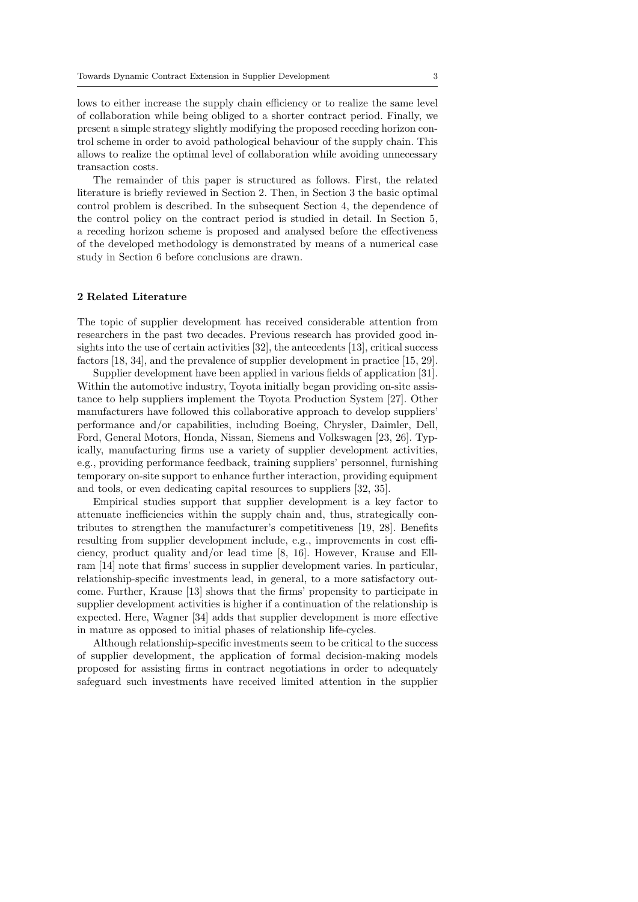lows to either increase the supply chain efficiency or to realize the same level of collaboration while being obliged to a shorter contract period. Finally, we present a simple strategy slightly modifying the proposed receding horizon control scheme in order to avoid pathological behaviour of the supply chain. This allows to realize the optimal level of collaboration while avoiding unnecessary transaction costs.

The remainder of this paper is structured as follows. First, the related literature is briefly reviewed in Section 2. Then, in Section 3 the basic optimal control problem is described. In the subsequent Section 4, the dependence of the control policy on the contract period is studied in detail. In Section 5, a receding horizon scheme is proposed and analysed before the effectiveness of the developed methodology is demonstrated by means of a numerical case study in Section 6 before conclusions are drawn.

## 2 Related Literature

The topic of supplier development has received considerable attention from researchers in the past two decades. Previous research has provided good insights into the use of certain activities [32], the antecedents [13], critical success factors [18, 34], and the prevalence of supplier development in practice [15, 29].

Supplier development have been applied in various fields of application [31]. Within the automotive industry, Toyota initially began providing on-site assistance to help suppliers implement the Toyota Production System [27]. Other manufacturers have followed this collaborative approach to develop suppliers' performance and/or capabilities, including Boeing, Chrysler, Daimler, Dell, Ford, General Motors, Honda, Nissan, Siemens and Volkswagen [23, 26]. Typically, manufacturing firms use a variety of supplier development activities, e.g., providing performance feedback, training suppliers' personnel, furnishing temporary on-site support to enhance further interaction, providing equipment and tools, or even dedicating capital resources to suppliers [32, 35].

Empirical studies support that supplier development is a key factor to attenuate inefficiencies within the supply chain and, thus, strategically contributes to strengthen the manufacturer's competitiveness [19, 28]. Benefits resulting from supplier development include, e.g., improvements in cost efficiency, product quality and/or lead time [8, 16]. However, Krause and Ellram [14] note that firms' success in supplier development varies. In particular, relationship-specific investments lead, in general, to a more satisfactory outcome. Further, Krause [13] shows that the firms' propensity to participate in supplier development activities is higher if a continuation of the relationship is expected. Here, Wagner [34] adds that supplier development is more effective in mature as opposed to initial phases of relationship life-cycles.

Although relationship-specific investments seem to be critical to the success of supplier development, the application of formal decision-making models proposed for assisting firms in contract negotiations in order to adequately safeguard such investments have received limited attention in the supplier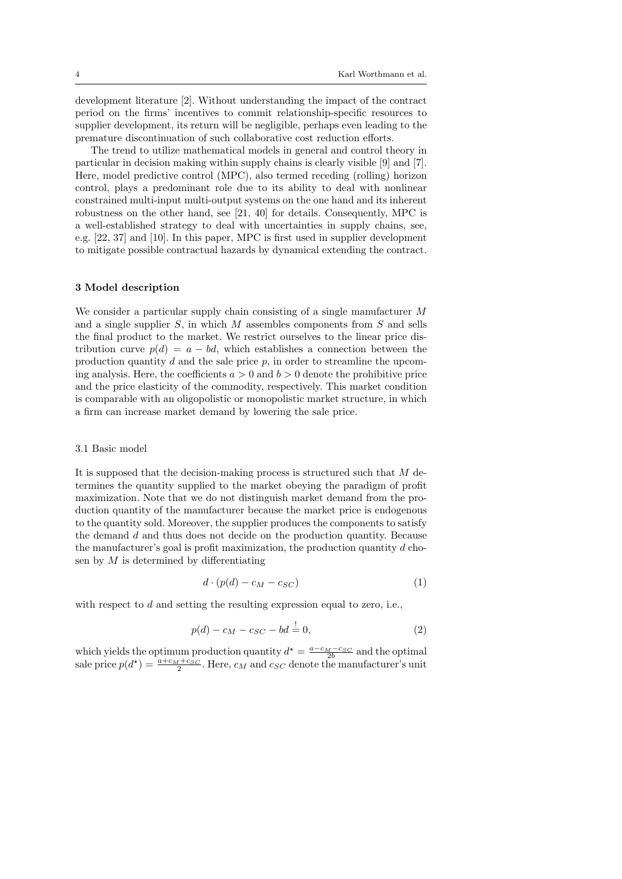development literature [2]. Without understanding the impact of the contract period on the firms' incentives to commit relationship-specific resources to supplier development, its return will be negligible, perhaps even leading to the premature discontinuation of such collaborative cost reduction efforts.

The trend to utilize mathematical models in general and control theory in particular in decision making within supply chains is clearly visible [9] and [7]. Here, model predictive control (MPC), also termed receding (rolling) horizon control, plays a predominant role due to its ability to deal with nonlinear constrained multi-input multi-output systems on the one hand and its inherent robustness on the other hand, see [21, 40] for details. Consequently, MPC is a well-established strategy to deal with uncertainties in supply chains, see, e.g. [22, 37] and [10]. In this paper, MPC is first used in supplier development to mitigate possible contractual hazards by dynamical extending the contract.

## 3 Model description

We consider a particular supply chain consisting of a single manufacturer $M$ and a single supplier $S$, in which $M$ assembles components from $S$ and sells the final product to the market. We restrict ourselves to the linear price distribution curve $p(d) = a - bd$, which establishes a connection between the production quantity $d$ and the sale price $p$, in order to streamline the upcoming analysis. Here, the coefficients $a > 0$ and $b > 0$ denote the prohibitive price and the price elasticity of the commodity, respectively. This market condition is comparable with an oligopolistic or monopolistic market structure, in which a firm can increase market demand by lowering the sale price.

### 3.1 Basic model

It is supposed that the decision-making process is structured such that $M$ determines the quantity supplied to the market obeying the paradigm of profit maximization. Note that we do not distinguish market demand from the production quantity of the manufacturer because the market price is endogenous to the quantity sold. Moreover, the supplier produces the components to satisfy the demand $d$ and thus does not decide on the production quantity. Because the manufacturer's goal is profit maximization, the production quantity $d$ chosen by $M$ is determined by differentiating

$$d \cdot (p(d) - c_M - c_{SC}) \tag{1}$$

with respect to $d$ and setting the resulting expression equal to zero, i.e.,

$$p(d) - c_M - c_{SC} - bd \stackrel{!}{=} 0, \tag{2}$$

which yields the optimum production quantity $d^\star = \frac{a - c_M - c_{SC}}{2b}$ and the optimal sale price $p(d^\star) = \frac{a + c_M + c_{SC}}{2}$. Here, $c_M$ and $c_{SC}$ denote the manufacturer's unit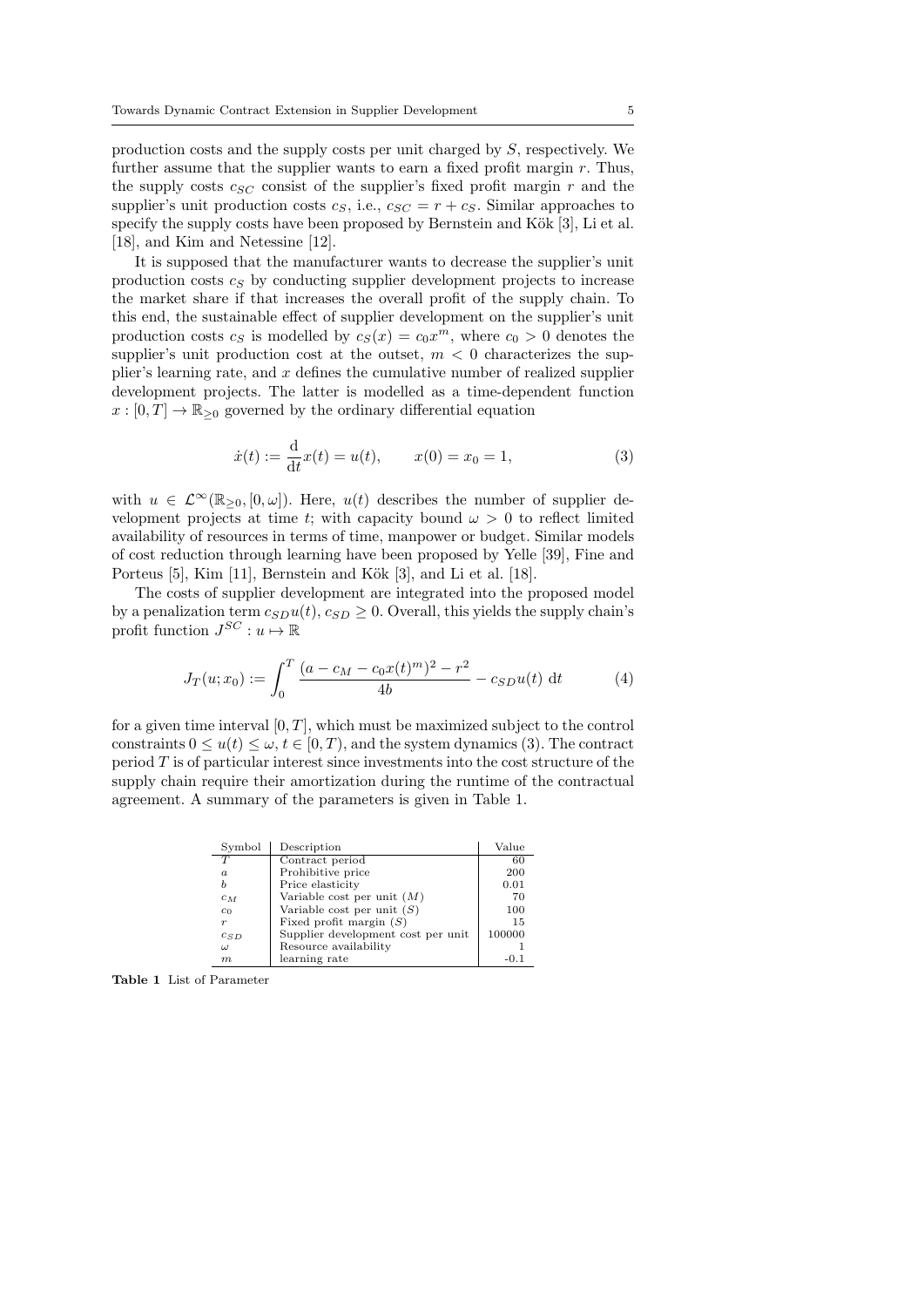production costs and the supply costs per unit charged by $S$, respectively. We further assume that the supplier wants to earn a fixed profit margin $r$. Thus, the supply costs $c_{SC}$ consist of the supplier's fixed profit margin $r$ and the supplier's unit production costs $c_S$, i.e., $c_{SC} = r + c_S$. Similar approaches to specify the supply costs have been proposed by Bernstein and Kök [3], Li et al. [18], and Kim and Netessine [12].

It is supposed that the manufacturer wants to decrease the supplier's unit production costs $c_S$ by conducting supplier development projects to increase the market share if that increases the overall profit of the supply chain. To this end, the sustainable effect of supplier development on the supplier's unit production costs $c_S$ is modelled by $c_S(x) = c_0 x^m$, where $c_0 > 0$ denotes the supplier's unit production cost at the outset, $m < 0$ characterizes the supplier's learning rate, and $x$ defines the cumulative number of realized supplier development projects. The latter is modelled as a time-dependent function $x : [0, T] \to \mathbb{R}_{\geq 0}$ governed by the ordinary differential equation

$$\dot{x}(t) := \frac{\mathrm{d}}{\mathrm{d}t} x(t) = u(t), \qquad x(0) = x_0 = 1, \tag{3}$$

with $u \in \mathcal{L}^\infty(\mathbb{R}_{\geq 0}, [0, \omega])$. Here, $u(t)$ describes the number of supplier development projects at time $t$; with capacity bound $\omega > 0$ to reflect limited availability of resources in terms of time, manpower or budget. Similar models of cost reduction through learning have been proposed by Yelle [39], Fine and Porteus [5], Kim [11], Bernstein and Kök [3], and Li et al. [18].

The costs of supplier development are integrated into the proposed model by a penalization term $c_{SD} u(t)$, $c_{SD} \geq 0$. Overall, this yields the supply chain's profit function $J^{SC} : u \mapsto \mathbb{R}$

$$J_T(u; x_0) := \int_0^T \frac{(a - c_M - c_0 x(t)^m)^2 - r^2}{4b} - c_{SD} u(t) \; \mathrm{d}t \tag{4}$$

for a given time interval $[0, T]$, which must be maximized subject to the control constraints $0 \leq u(t) \leq \omega$, $t \in [0, T)$, and the system dynamics (3). The contract period $T$ is of particular interest since investments into the cost structure of the supply chain require their amortization during the runtime of the contractual agreement. A summary of the parameters is given in Table 1.

| Symbol | Description | Value |
|---|---|---|
| $T$ | Contract period | 60 |
| $a$ | Prohibitive price | 200 |
| $b$ | Price elasticity | 0.01 |
| $c_M$ | Variable cost per unit ($M$) | 70 |
| $c_0$ | Variable cost per unit ($S$) | 100 |
| $r$ | Fixed profit margin ($S$) | 15 |
| $c_{SD}$ | Supplier development cost per unit | 100000 |
| $\omega$ | Resource availability | 1 |
| $m$ | learning rate | -0.1 |

**Table 1** List of Parameter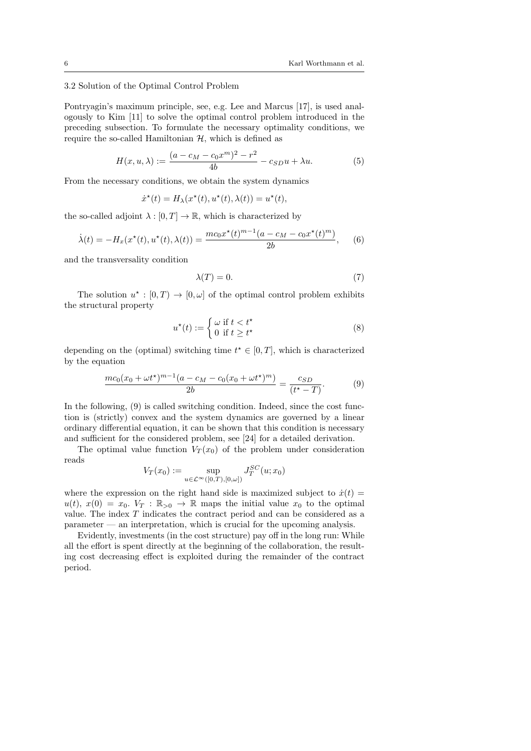### 3.2 Solution of the Optimal Control Problem

Pontryagin's maximum principle, see, e.g. Lee and Marcus [17], is used analogously to Kim [11] to solve the optimal control problem introduced in the preceding subsection. To formulate the necessary optimality conditions, we require the so-called Hamiltonian $\mathcal{H}$, which is defined as

$$H(x, u, \lambda) := \frac{(a - c_M - c_0 x^m)^2 - r^2}{4b} - c_{SD} u + \lambda u. \tag{5}$$

From the necessary conditions, we obtain the system dynamics

$$\dot{x}^\star(t) = H_\lambda(x^\star(t), u^\star(t), \lambda(t)) = u^\star(t),$$

the so-called adjoint $\lambda : [0, T] \to \mathbb{R}$, which is characterized by

$$\dot{\lambda}(t) = -H_x(x^\star(t), u^\star(t), \lambda(t)) = \frac{m c_0 x^\star(t)^{m-1}(a - c_M - c_0 x^\star(t)^m)}{2b}, \tag{6}$$

and the transversality condition

$$\lambda(T) = 0. \tag{7}$$

The solution $u^\star : [0, T) \to [0, \omega]$ of the optimal control problem exhibits the structural property

$$u^\star(t) := \begin{cases} \omega & \text{if } t < t^\star \\ 0 & \text{if } t \geq t^\star \end{cases} \tag{8}$$

depending on the (optimal) switching time $t^\star \in [0, T]$, which is characterized by the equation

$$\frac{m c_0 (x_0 + \omega t^\star)^{m-1}(a - c_M - c_0(x_0 + \omega t^\star)^m)}{2b} = \frac{c_{SD}}{(t^\star - T)}. \tag{9}$$

In the following, (9) is called switching condition. Indeed, since the cost function is (strictly) convex and the system dynamics are governed by a linear ordinary differential equation, it can be shown that this condition is necessary and sufficient for the considered problem, see [24] for a detailed derivation.

The optimal value function $V_T(x_0)$ of the problem under consideration reads

$$V_T(x_0) := \sup_{u \in \mathcal{L}^\infty([0,T),[0,\omega])} J_T^{SC}(u; x_0)$$

where the expression on the right hand side is maximized subject to $\dot{x}(t) = u(t)$, $x(0) = x_0$. $V_T : \mathbb{R}_{>0} \to \mathbb{R}$ maps the initial value $x_0$ to the optimal value. The index $T$ indicates the contract period and can be considered as a parameter — an interpretation, which is crucial for the upcoming analysis.

Evidently, investments (in the cost structure) pay off in the long run: While all the effort is spent directly at the beginning of the collaboration, the resulting cost decreasing effect is exploited during the remainder of the contract period.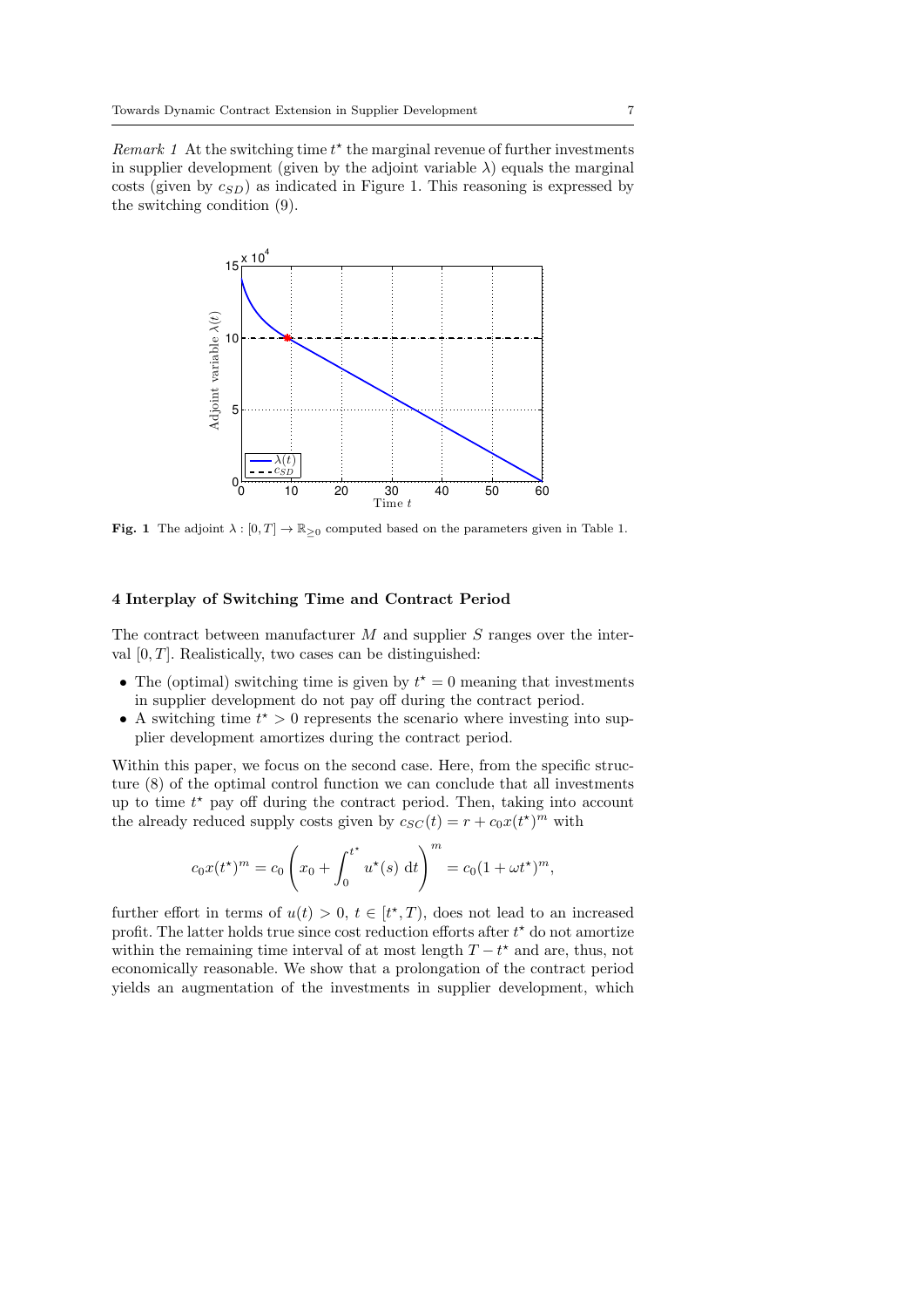*Remark 1* At the switching time $t^\star$ the marginal revenue of further investments in supplier development (given by the adjoint variable $\lambda$) equals the marginal costs (given by $c_{SD}$) as indicated in Figure 1. This reasoning is expressed by the switching condition (9).

**Fig. 1** The adjoint $\lambda : [0, T] \to \mathbb{R}_{\geq 0}$ computed based on the parameters given in Table 1.

## 4 Interplay of Switching Time and Contract Period

The contract between manufacturer $M$ and supplier $S$ ranges over the interval $[0, T]$. Realistically, two cases can be distinguished:

- The (optimal) switching time is given by $t^\star = 0$ meaning that investments in supplier development do not pay off during the contract period.
- A switching time $t^\star > 0$ represents the scenario where investing into supplier development amortizes during the contract period.

Within this paper, we focus on the second case. Here, from the specific structure (8) of the optimal control function we can conclude that all investments up to time $t^\star$ pay off during the contract period. Then, taking into account the already reduced supply costs given by $c_{SC}(t) = r + c_0 x(t^\star)^m$ with

$$c_0 x(t^\star)^m = c_0 \left( x_0 + \int_0^{t^\star} u^\star(s) \, \mathrm{d}t \right)^m = c_0 (1 + \omega t^\star)^m,$$

further effort in terms of $u(t) > 0$, $t \in [t^\star, T)$, does not lead to an increased profit. The latter holds true since cost reduction efforts after $t^\star$ do not amortize within the remaining time interval of at most length $T - t^\star$ and are, thus, not economically reasonable. We show that a prolongation of the contract period yields an augmentation of the investments in supplier development, which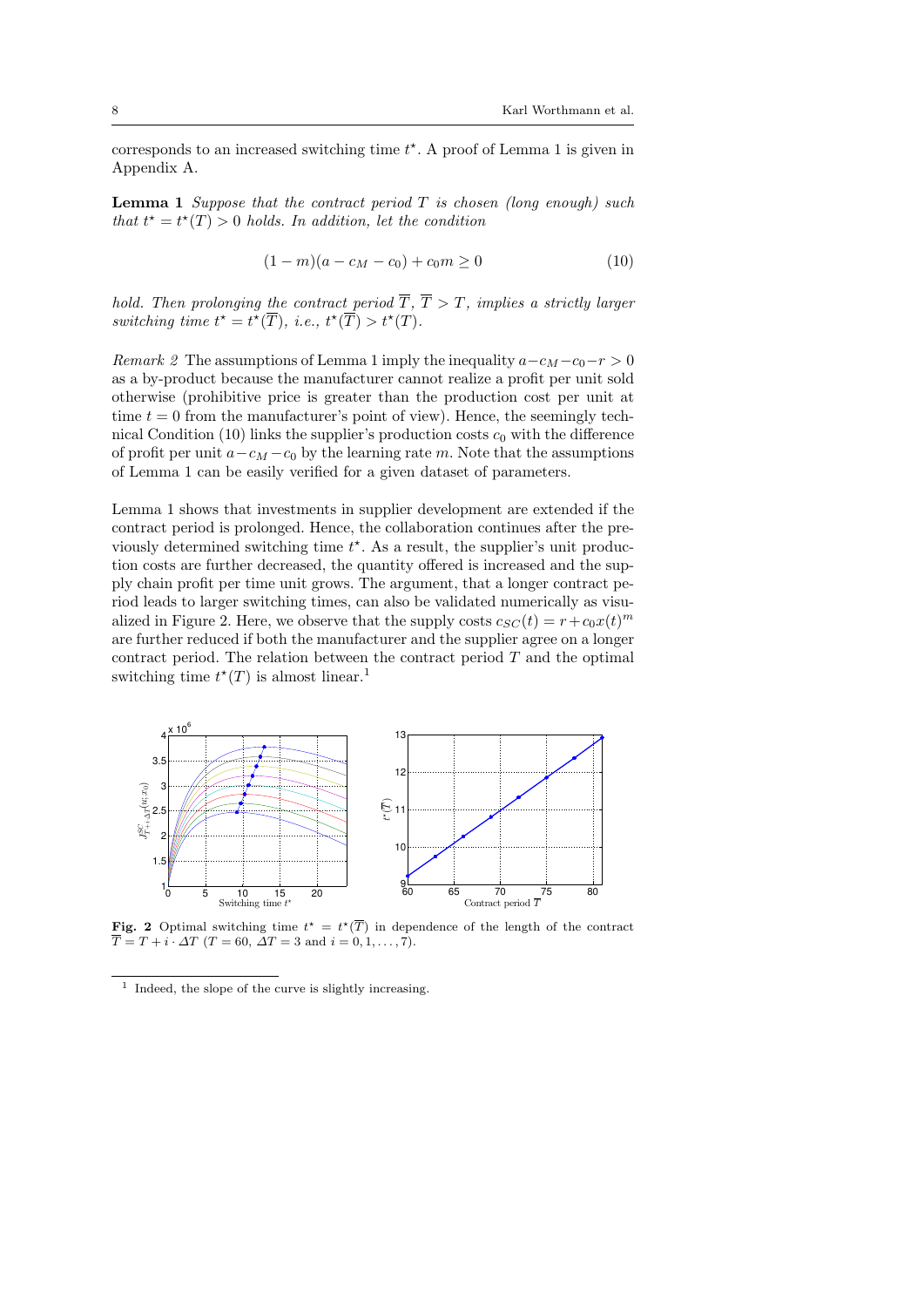corresponds to an increased switching time $t^\star$. A proof of Lemma 1 is given in Appendix A.

**Lemma 1** *Suppose that the contract period $T$ is chosen (long enough) such that $t^\star = t^\star(T) > 0$ holds. In addition, let the condition*

$$(1-m)(a - c_M - c_0) + c_0 m \geq 0 \tag{10}$$

*hold. Then prolonging the contract period $\overline{T}$, $\overline{T} > T$, implies a strictly larger switching time $t^\star = t^\star(\overline{T})$, i.e., $t^\star(\overline{T}) > t^\star(T)$.*

*Remark 2* The assumptions of Lemma 1 imply the inequality $a - c_M - c_0 - r > 0$ as a by-product because the manufacturer cannot realize a profit per unit sold otherwise (prohibitive price is greater than the production cost per unit at time $t = 0$ from the manufacturer's point of view). Hence, the seemingly technical Condition (10) links the supplier's production costs $c_0$ with the difference of profit per unit $a - c_M - c_0$ by the learning rate $m$. Note that the assumptions of Lemma 1 can be easily verified for a given dataset of parameters.

Lemma 1 shows that investments in supplier development are extended if the contract period is prolonged. Hence, the collaboration continues after the previously determined switching time $t^\star$. As a result, the supplier's unit production costs are further decreased, the quantity offered is increased and the supply chain profit per time unit grows. The argument, that a longer contract period leads to larger switching times, can also be validated numerically as visualized in Figure 2. Here, we observe that the supply costs $c_{SC}(t) = r + c_0 x(t)^m$ are further reduced if both the manufacturer and the supplier agree on a longer contract period. The relation between the contract period $T$ and the optimal switching time $t^\star(T)$ is almost linear.[1]

**Fig. 2** Optimal switching time $t^\star = t^\star(\overline{T})$ in dependence of the length of the contract $\overline{T} = T + i \cdot \Delta T$ ($T = 60$, $\Delta T = 3$ and $i = 0, 1, \ldots, 7$).

[1] Indeed, the slope of the curve is slightly increasing.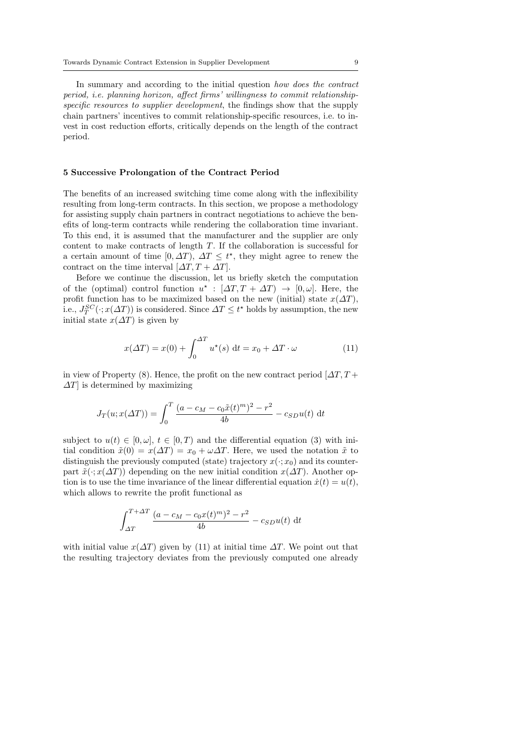In summary and according to the initial question *how does the contract period, i.e. planning horizon, affect firms' willingness to commit relationship-specific resources to supplier development*, the findings show that the supply chain partners' incentives to commit relationship-specific resources, i.e. to invest in cost reduction efforts, critically depends on the length of the contract period.

## 5 Successive Prolongation of the Contract Period

The benefits of an increased switching time come along with the inflexibility resulting from long-term contracts. In this section, we propose a methodology for assisting supply chain partners in contract negotiations to achieve the benefits of long-term contracts while rendering the collaboration time invariant. To this end, it is assumed that the manufacturer and the supplier are only content to make contracts of length $T$. If the collaboration is successful for a certain amount of time $[0, \Delta T)$, $\Delta T \leq t^\star$, they might agree to renew the contract on the time interval $[\Delta T, T + \Delta T]$.

Before we continue the discussion, let us briefly sketch the computation of the (optimal) control function $u^\star : [\Delta T, T + \Delta T) \to [0, \omega]$. Here, the profit function has to be maximized based on the new (initial) state $x(\Delta T)$, i.e., $J_T^{SC}(\cdot; x(\Delta T))$ is considered. Since $\Delta T \leq t^\star$ holds by assumption, the new initial state $x(\Delta T)$ is given by

$$x(\Delta T) = x(0) + \int_0^{\Delta T} u^\star(s) \ \mathrm{d}t = x_0 + \Delta T \cdot \omega \tag{11}$$

in view of Property (8). Hence, the profit on the new contract period $[\Delta T, T + \Delta T]$ is determined by maximizing

$$J_T(u; x(\Delta T)) = \int_0^T \frac{(a - c_M - c_0 \tilde{x}(t)^m)^2 - r^2}{4b} - c_{SD} u(t) \ \mathrm{d}t$$

subject to $u(t) \in [0, \omega]$, $t \in [0, T)$ and the differential equation (3) with initial condition $\tilde{x}(0) = x(\Delta T) = x_0 + \omega \Delta T$. Here, we used the notation $\tilde{x}$ to distinguish the previously computed (state) trajectory $x(\cdot; x_0)$ and its counterpart $\tilde{x}(\cdot; x(\Delta T))$ depending on the new initial condition $x(\Delta T)$. Another option is to use the time invariance of the linear differential equation $\dot{x}(t) = u(t)$, which allows to rewrite the profit functional as

$$\int_{\Delta T}^{T + \Delta T} \frac{(a - c_M - c_0 x(t)^m)^2 - r^2}{4b} - c_{SD} u(t) \ \mathrm{d}t$$

with initial value $x(\Delta T)$ given by (11) at initial time $\Delta T$. We point out that the resulting trajectory deviates from the previously computed one already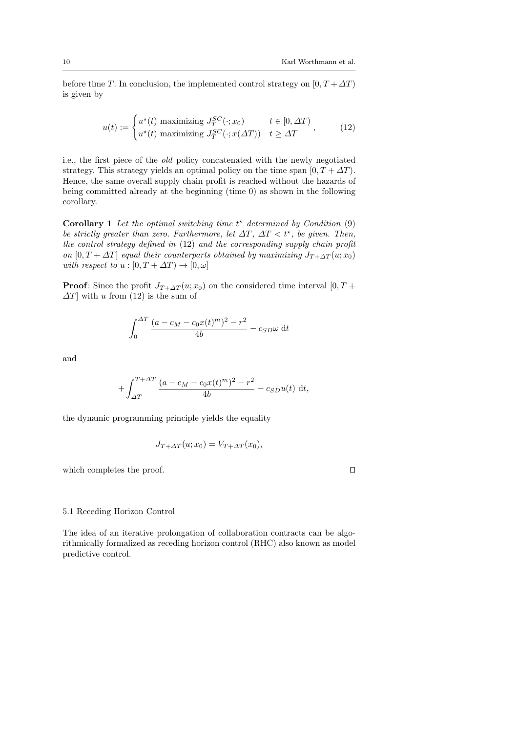before time $T$. In conclusion, the implemented control strategy on $[0, T + \Delta T)$ is given by

$$u(t) := \begin{cases} u^\star(t) \text{ maximizing } J_T^{SC}(\cdot; x_0) & t \in [0, \Delta T) \\ u^\star(t) \text{ maximizing } J_T^{SC}(\cdot; x(\Delta T)) & t \geq \Delta T \end{cases}, \tag{12}$$

i.e., the first piece of the *old* policy concatenated with the newly negotiated strategy. This strategy yields an optimal policy on the time span $[0, T + \Delta T)$. Hence, the same overall supply chain profit is reached without the hazards of being committed already at the beginning (time 0) as shown in the following corollary.

**Corollary 1** *Let the optimal switching time $t^\star$ determined by Condition* (9) *be strictly greater than zero. Furthermore, let $\Delta T$, $\Delta T < t^\star$, be given. Then, the control strategy defined in* (12) *and the corresponding supply chain profit on $[0, T + \Delta T]$ equal their counterparts obtained by maximizing $J_{T+\Delta T}(u; x_0)$ with respect to $u : [0, T + \Delta T) \to [0, \omega]$*

**Proof**: Since the profit $J_{T+\Delta T}(u; x_0)$ on the considered time interval $[0, T + \Delta T]$ with $u$ from (12) is the sum of

$$\int_0^{\Delta T} \frac{(a - c_M - c_0 x(t)^m)^2 - r^2}{4b} - c_{SD}\omega \; \mathrm{d}t$$

and

$$+ \int_{\Delta T}^{T+\Delta T} \frac{(a - c_M - c_0 x(t)^m)^2 - r^2}{4b} - c_{SD} u(t) \; \mathrm{d}t,$$

the dynamic programming principle yields the equality

$$J_{T+\Delta T}(u; x_0) = V_{T+\Delta T}(x_0),$$

which completes the proof. □

### 5.1 Receding Horizon Control

The idea of an iterative prolongation of collaboration contracts can be algorithmically formalized as receding horizon control (RHC) also known as model predictive control.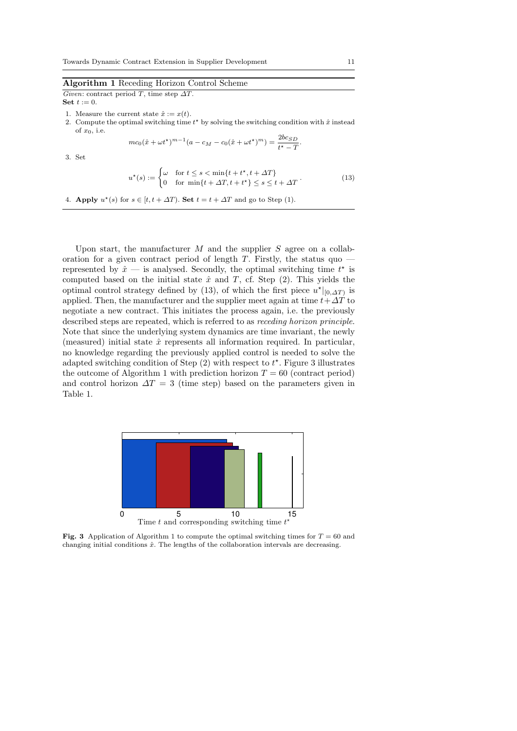**Algorithm 1** Receding Horizon Control Scheme

*Given*: contract period $T$, time step $\Delta T$.
**Set** $t := 0$.

1. Measure the current state $\hat{x} := x(t)$.
2. Compute the optimal switching time $t^\star$ by solving the switching condition with $\hat{x}$ instead of $x_0$, i.e.

$$mc_0(\hat{x} + \omega t^\star)^{m-1}(a - c_M - c_0(\hat{x} + \omega t^\star)^m) = \frac{2bc_{SD}}{t^\star - T}.$$

3. Set

$$u^\star(s) := \begin{cases} \omega & \text{for } t \leq s < \min\{t + t^\star, t + \Delta T\} \\ 0 & \text{for } \min\{t + \Delta T, t + t^\star\} \leq s \leq t + \Delta T \end{cases}. \tag{13}$$

4. **Apply** $u^\star(s)$ for $s \in [t, t + \Delta T)$. **Set** $t = t + \Delta T$ and go to Step (1).

Upon start, the manufacturer $M$ and the supplier $S$ agree on a collaboration for a given contract period of length $T$. Firstly, the status quo — represented by $\hat{x}$ — is analysed. Secondly, the optimal switching time $t^\star$ is computed based on the initial state $\hat{x}$ and $T$, cf. Step (2). This yields the optimal control strategy defined by (13), of which the first piece $u^\star|_{[0,\Delta T)}$ is applied. Then, the manufacturer and the supplier meet again at time $t + \Delta T$ to negotiate a new contract. This initiates the process again, i.e. the previously described steps are repeated, which is referred to as *receding horizon principle*. Note that since the underlying system dynamics are time invariant, the newly (measured) initial state $\hat{x}$ represents all information required. In particular, no knowledge regarding the previously applied control is needed to solve the adapted switching condition of Step (2) with respect to $t^\star$. Figure 3 illustrates the outcome of Algorithm 1 with prediction horizon $T = 60$ (contract period) and control horizon $\Delta T = 3$ (time step) based on the parameters given in Table 1.

**Fig. 3** Application of Algorithm 1 to compute the optimal switching times for $T = 60$ and changing initial conditions $\hat{x}$. The lengths of the collaboration intervals are decreasing.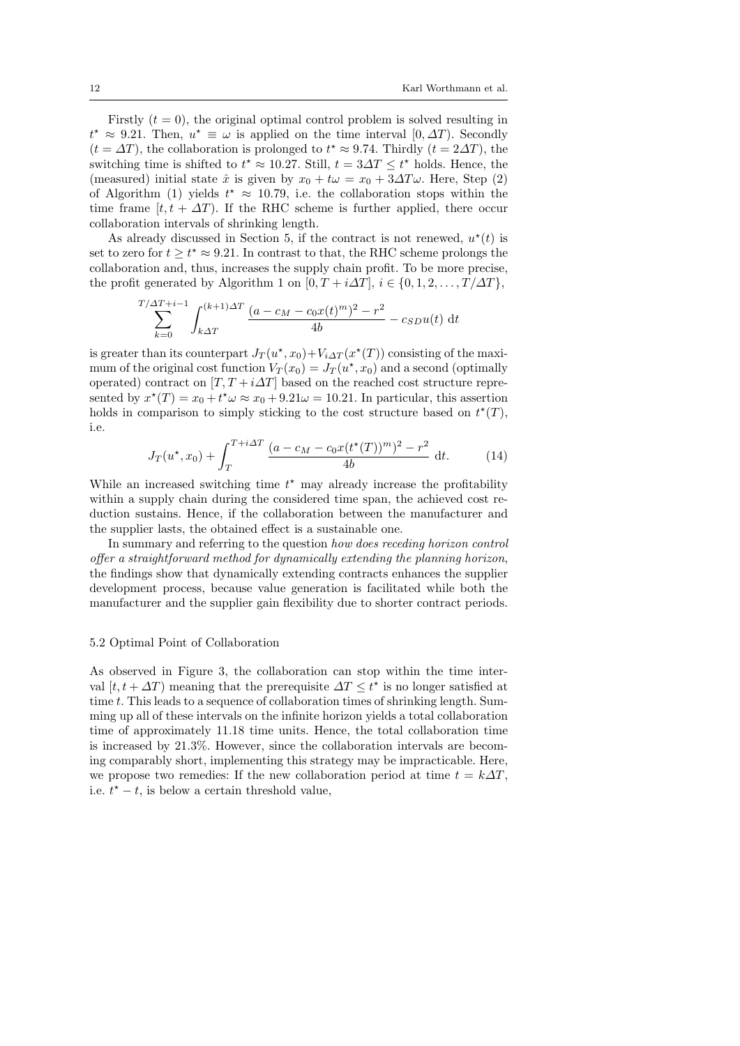Firstly ($t = 0$), the original optimal control problem is solved resulting in $t^\star \approx 9.21$. Then, $u^\star \equiv \omega$ is applied on the time interval $[0, \Delta T)$. Secondly ($t = \Delta T$), the collaboration is prolonged to $t^\star \approx 9.74$. Thirdly ($t = 2\Delta T$), the switching time is shifted to $t^\star \approx 10.27$. Still, $t = 3\Delta T \leq t^\star$ holds. Hence, the (measured) initial state $\hat{x}$ is given by $x_0 + t\omega = x_0 + 3\Delta T\omega$. Here, Step (2) of Algorithm (1) yields $t^\star \approx 10.79$, i.e. the collaboration stops within the time frame $[t, t + \Delta T)$. If the RHC scheme is further applied, there occur collaboration intervals of shrinking length.

As already discussed in Section 5, if the contract is not renewed, $u^\star(t)$ is set to zero for $t \geq t^\star \approx 9.21$. In contrast to that, the RHC scheme prolongs the collaboration and, thus, increases the supply chain profit. To be more precise, the profit generated by Algorithm 1 on $[0, T + i\Delta T]$, $i \in \{0, 1, 2, \ldots, T/\Delta T\}$,

$$\sum_{k=0}^{T/\Delta T + i - 1} \int_{k\Delta T}^{(k+1)\Delta T} \frac{(a - c_M - c_0 x(t)^m)^2 - r^2}{4b} - c_{SD} u(t) \, \mathrm{d}t$$

is greater than its counterpart $J_T(u^\star, x_0) + V_{i\Delta T}(x^\star(T))$ consisting of the maximum of the original cost function $V_T(x_0) = J_T(u^\star, x_0)$ and a second (optimally operated) contract on $[T, T + i\Delta T]$ based on the reached cost structure represented by $x^\star(T) = x_0 + t^\star\omega \approx x_0 + 9.21\omega = 10.21$. In particular, this assertion holds in comparison to simply sticking to the cost structure based on $t^\star(T)$, i.e.

$$J_T(u^\star, x_0) + \int_T^{T + i\Delta T} \frac{(a - c_M - c_0 x(t^\star(T))^m)^2 - r^2}{4b} \, \mathrm{d}t. \qquad (14)$$

While an increased switching time $t^\star$ may already increase the profitability within a supply chain during the considered time span, the achieved cost reduction sustains. Hence, if the collaboration between the manufacturer and the supplier lasts, the obtained effect is a sustainable one.

In summary and referring to the question *how does receding horizon control offer a straightforward method for dynamically extending the planning horizon*, the findings show that dynamically extending contracts enhances the supplier development process, because value generation is facilitated while both the manufacturer and the supplier gain flexibility due to shorter contract periods.

### 5.2 Optimal Point of Collaboration

As observed in Figure 3, the collaboration can stop within the time interval $[t, t + \Delta T)$ meaning that the prerequisite $\Delta T \leq t^\star$ is no longer satisfied at time $t$. This leads to a sequence of collaboration times of shrinking length. Summing up all of these intervals on the infinite horizon yields a total collaboration time of approximately 11.18 time units. Hence, the total collaboration time is increased by 21.3%. However, since the collaboration intervals are becoming comparably short, implementing this strategy may be impracticable. Here, we propose two remedies: If the new collaboration period at time $t = k\Delta T$, i.e. $t^\star - t$, is below a certain threshold value,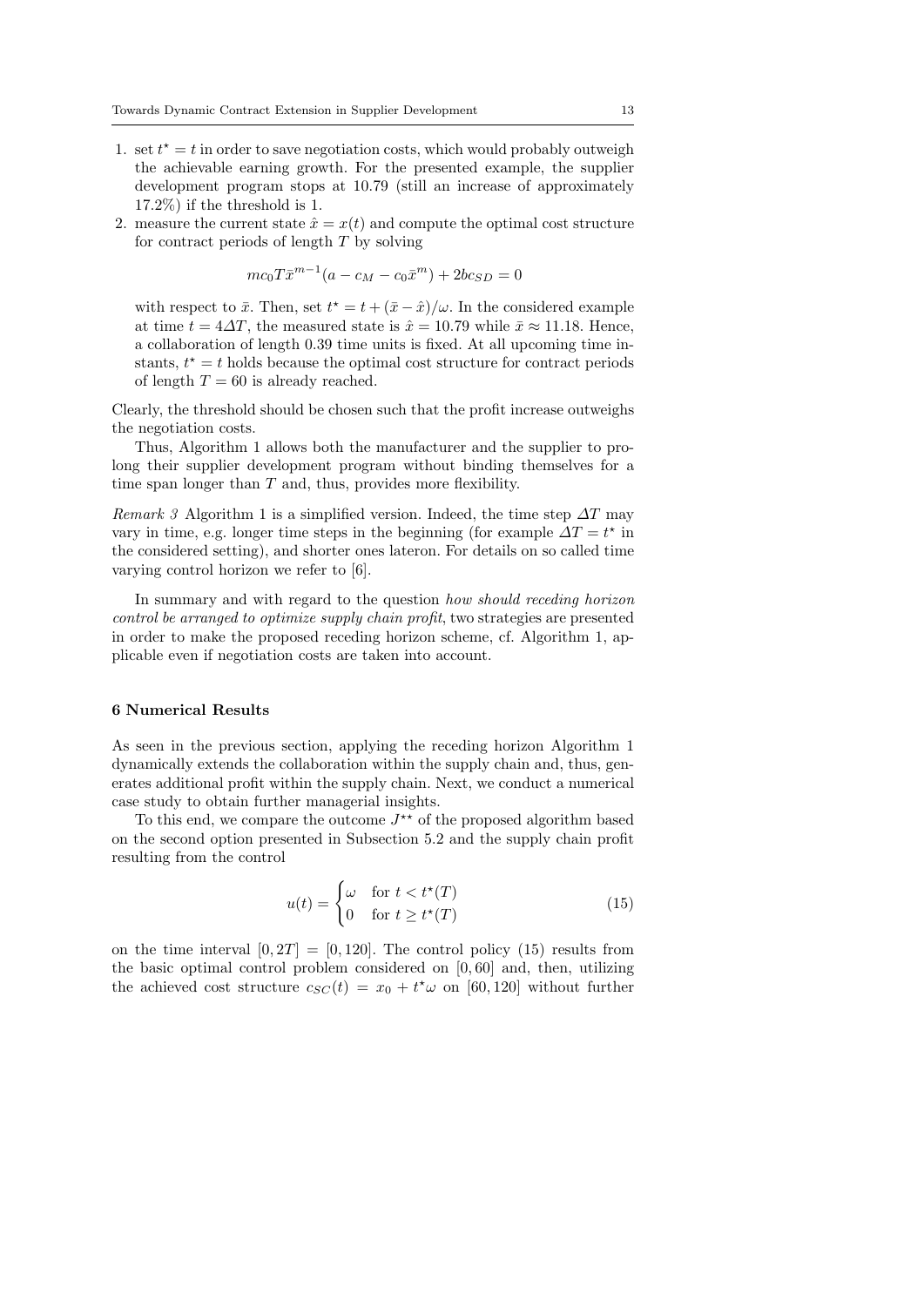1. set $t^\star = t$ in order to save negotiation costs, which would probably outweigh the achievable earning growth. For the presented example, the supplier development program stops at 10.79 (still an increase of approximately 17.2%) if the threshold is 1.
2. measure the current state $\hat{x} = x(t)$ and compute the optimal cost structure for contract periods of length $T$ by solving

$$mc_0 T \bar{x}^{m-1}(a - c_M - c_0 \bar{x}^m) + 2bc_{SD} = 0$$

with respect to $\bar{x}$. Then, set $t^\star = t + (\bar{x} - \hat{x})/\omega$. In the considered example at time $t = 4\Delta T$, the measured state is $\hat{x} = 10.79$ while $\bar{x} \approx 11.18$. Hence, a collaboration of length 0.39 time units is fixed. At all upcoming time instants, $t^\star = t$ holds because the optimal cost structure for contract periods of length $T = 60$ is already reached.

Clearly, the threshold should be chosen such that the profit increase outweighs the negotiation costs.

Thus, Algorithm 1 allows both the manufacturer and the supplier to prolong their supplier development program without binding themselves for a time span longer than $T$ and, thus, provides more flexibility.

*Remark 3* Algorithm 1 is a simplified version. Indeed, the time step $\Delta T$ may vary in time, e.g. longer time steps in the beginning (for example $\Delta T = t^\star$ in the considered setting), and shorter ones lateron. For details on so called time varying control horizon we refer to [6].

In summary and with regard to the question *how should receding horizon control be arranged to optimize supply chain profit*, two strategies are presented in order to make the proposed receding horizon scheme, cf. Algorithm 1, applicable even if negotiation costs are taken into account.

## 6 Numerical Results

As seen in the previous section, applying the receding horizon Algorithm 1 dynamically extends the collaboration within the supply chain and, thus, generates additional profit within the supply chain. Next, we conduct a numerical case study to obtain further managerial insights.

To this end, we compare the outcome $J^{\star\star}$ of the proposed algorithm based on the second option presented in Subsection 5.2 and the supply chain profit resulting from the control

$$u(t) = \begin{cases} \omega & \text{for } t < t^\star(T) \\ 0 & \text{for } t \geq t^\star(T) \end{cases} \tag{15}$$

on the time interval $[0, 2T] = [0, 120]$. The control policy (15) results from the basic optimal control problem considered on $[0, 60]$ and, then, utilizing the achieved cost structure $c_{SC}(t) = x_0 + t^\star \omega$ on $[60, 120]$ without further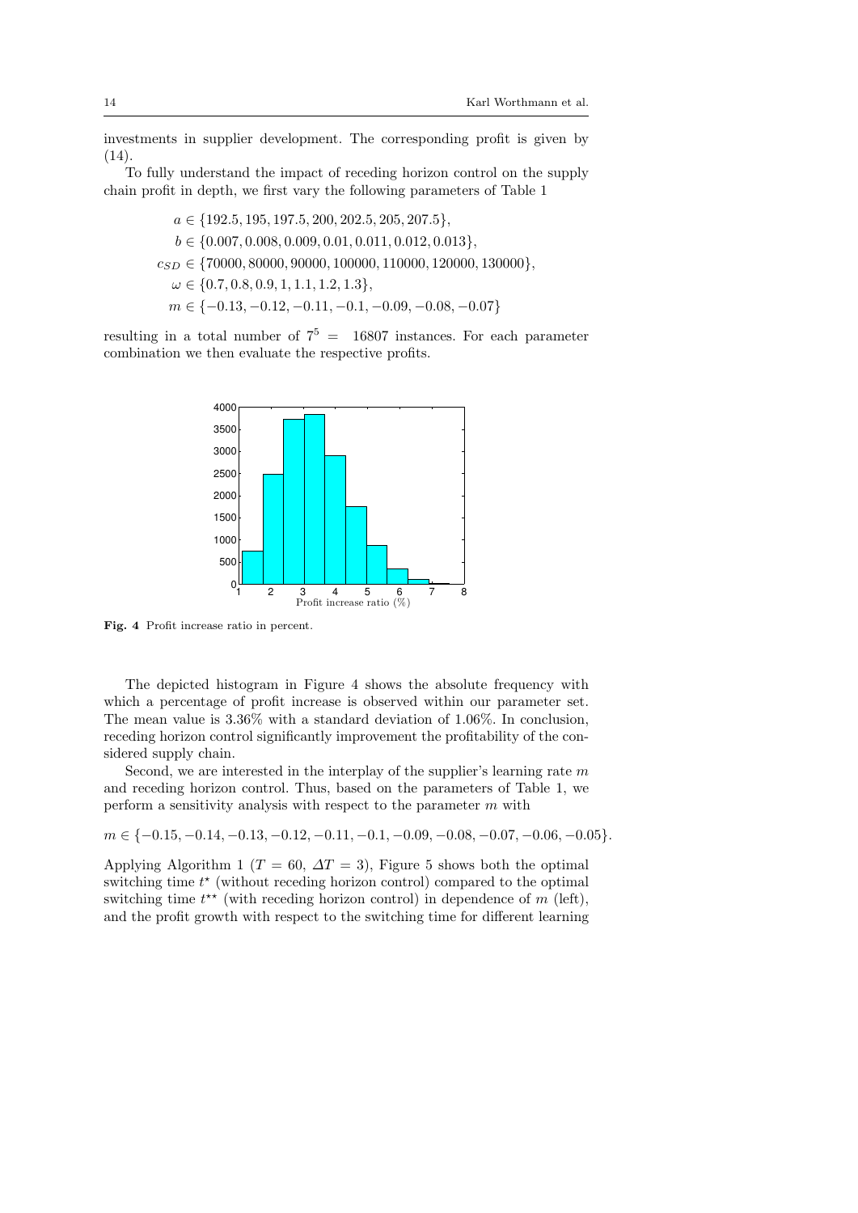investments in supplier development. The corresponding profit is given by (14).

To fully understand the impact of receding horizon control on the supply chain profit in depth, we first vary the following parameters of Table 1

$$
\begin{aligned}
a &\in \{192.5, 195, 197.5, 200, 202.5, 205, 207.5\},\\
b &\in \{0.007, 0.008, 0.009, 0.01, 0.011, 0.012, 0.013\},\\
c_{SD} &\in \{70000, 80000, 90000, 100000, 110000, 120000, 130000\},\\
\omega &\in \{0.7, 0.8, 0.9, 1, 1.1, 1.2, 1.3\},\\
m &\in \{-0.13, -0.12, -0.11, -0.1, -0.09, -0.08, -0.07\}
\end{aligned}
$$

resulting in a total number of $7^5 = 16807$ instances. For each parameter combination we then evaluate the respective profits.

**Fig. 4** Profit increase ratio in percent.

The depicted histogram in Figure 4 shows the absolute frequency with which a percentage of profit increase is observed within our parameter set. The mean value is 3.36% with a standard deviation of 1.06%. In conclusion, receding horizon control significantly improvement the profitability of the considered supply chain.

Second, we are interested in the interplay of the supplier's learning rate $m$ and receding horizon control. Thus, based on the parameters of Table 1, we perform a sensitivity analysis with respect to the parameter $m$ with

$$m \in \{-0.15, -0.14, -0.13, -0.12, -0.11, -0.1, -0.09, -0.08, -0.07, -0.06, -0.05\}.$$

Applying Algorithm 1 ($T = 60$, $\Delta T = 3$), Figure 5 shows both the optimal switching time $t^\star$ (without receding horizon control) compared to the optimal switching time $t^{\star\star}$ (with receding horizon control) in dependence of $m$ (left), and the profit growth with respect to the switching time for different learning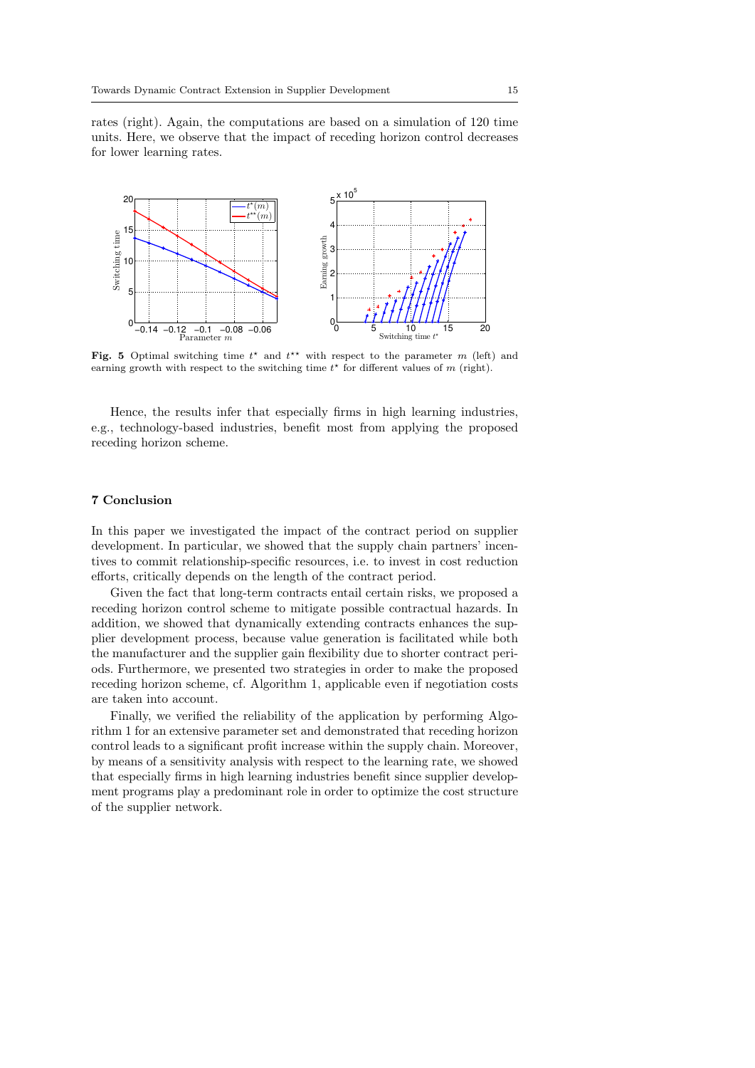rates (right). Again, the computations are based on a simulation of 120 time units. Here, we observe that the impact of receding horizon control decreases for lower learning rates.

**Fig. 5** Optimal switching time $t^\star$ and $t^{\star\star}$ with respect to the parameter $m$ (left) and earning growth with respect to the switching time $t^\star$ for different values of $m$ (right).

Hence, the results infer that especially firms in high learning industries, e.g., technology-based industries, benefit most from applying the proposed receding horizon scheme.

## 7 Conclusion

In this paper we investigated the impact of the contract period on supplier development. In particular, we showed that the supply chain partners' incentives to commit relationship-specific resources, i.e. to invest in cost reduction efforts, critically depends on the length of the contract period.

Given the fact that long-term contracts entail certain risks, we proposed a receding horizon control scheme to mitigate possible contractual hazards. In addition, we showed that dynamically extending contracts enhances the supplier development process, because value generation is facilitated while both the manufacturer and the supplier gain flexibility due to shorter contract periods. Furthermore, we presented two strategies in order to make the proposed receding horizon scheme, cf. Algorithm 1, applicable even if negotiation costs are taken into account.

Finally, we verified the reliability of the application by performing Algorithm 1 for an extensive parameter set and demonstrated that receding horizon control leads to a significant profit increase within the supply chain. Moreover, by means of a sensitivity analysis with respect to the learning rate, we showed that especially firms in high learning industries benefit since supplier development programs play a predominant role in order to optimize the cost structure of the supplier network.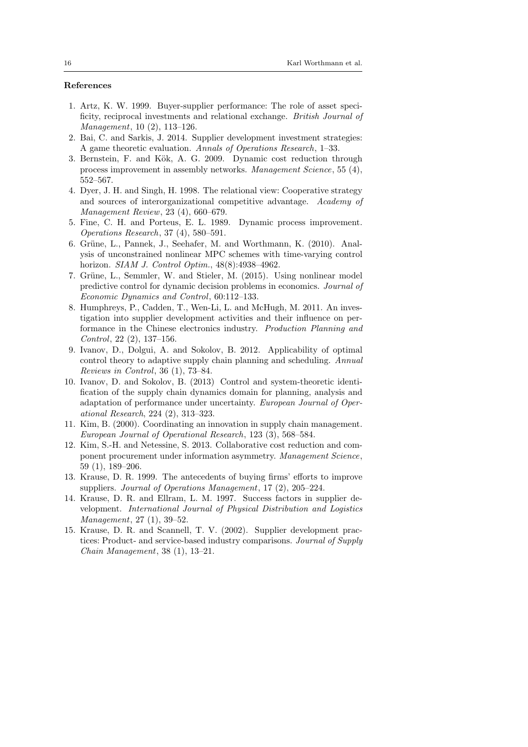## References

1. Artz, K. W. 1999. Buyer-supplier performance: The role of asset specificity, reciprocal investments and relational exchange. *British Journal of Management*, 10 (2), 113–126.
2. Bai, C. and Sarkis, J. 2014. Supplier development investment strategies: A game theoretic evaluation. *Annals of Operations Research*, 1–33.
3. Bernstein, F. and Kök, A. G. 2009. Dynamic cost reduction through process improvement in assembly networks. *Management Science*, 55 (4), 552–567.
4. Dyer, J. H. and Singh, H. 1998. The relational view: Cooperative strategy and sources of interorganizational competitive advantage. *Academy of Management Review*, 23 (4), 660–679.
5. Fine, C. H. and Porteus, E. L. 1989. Dynamic process improvement. *Operations Research*, 37 (4), 580–591.
6. Grüne, L., Pannek, J., Seehafer, M. and Worthmann, K. (2010). Analysis of unconstrained nonlinear MPC schemes with time-varying control horizon. *SIAM J. Control Optim.*, 48(8):4938–4962.
7. Grüne, L., Semmler, W. and Stieler, M. (2015). Using nonlinear model predictive control for dynamic decision problems in economics. *Journal of Economic Dynamics and Control*, 60:112–133.
8. Humphreys, P., Cadden, T., Wen-Li, L. and McHugh, M. 2011. An investigation into supplier development activities and their influence on performance in the Chinese electronics industry. *Production Planning and Control*, 22 (2), 137–156.
9. Ivanov, D., Dolgui, A. and Sokolov, B. 2012. Applicability of optimal control theory to adaptive supply chain planning and scheduling. *Annual Reviews in Control*, 36 (1), 73–84.
10. Ivanov, D. and Sokolov, B. (2013) Control and system-theoretic identification of the supply chain dynamics domain for planning, analysis and adaptation of performance under uncertainty. *European Journal of Operational Research*, 224 (2), 313–323.
11. Kim, B. (2000). Coordinating an innovation in supply chain management. *European Journal of Operational Research*, 123 (3), 568–584.
12. Kim, S.-H. and Netessine, S. 2013. Collaborative cost reduction and component procurement under information asymmetry. *Management Science*, 59 (1), 189–206.
13. Krause, D. R. 1999. The antecedents of buying firms' efforts to improve suppliers. *Journal of Operations Management*, 17 (2), 205–224.
14. Krause, D. R. and Ellram, L. M. 1997. Success factors in supplier development. *International Journal of Physical Distribution and Logistics Management*, 27 (1), 39–52.
15. Krause, D. R. and Scannell, T. V. (2002). Supplier development practices: Product- and service-based industry comparisons. *Journal of Supply Chain Management*, 38 (1), 13–21.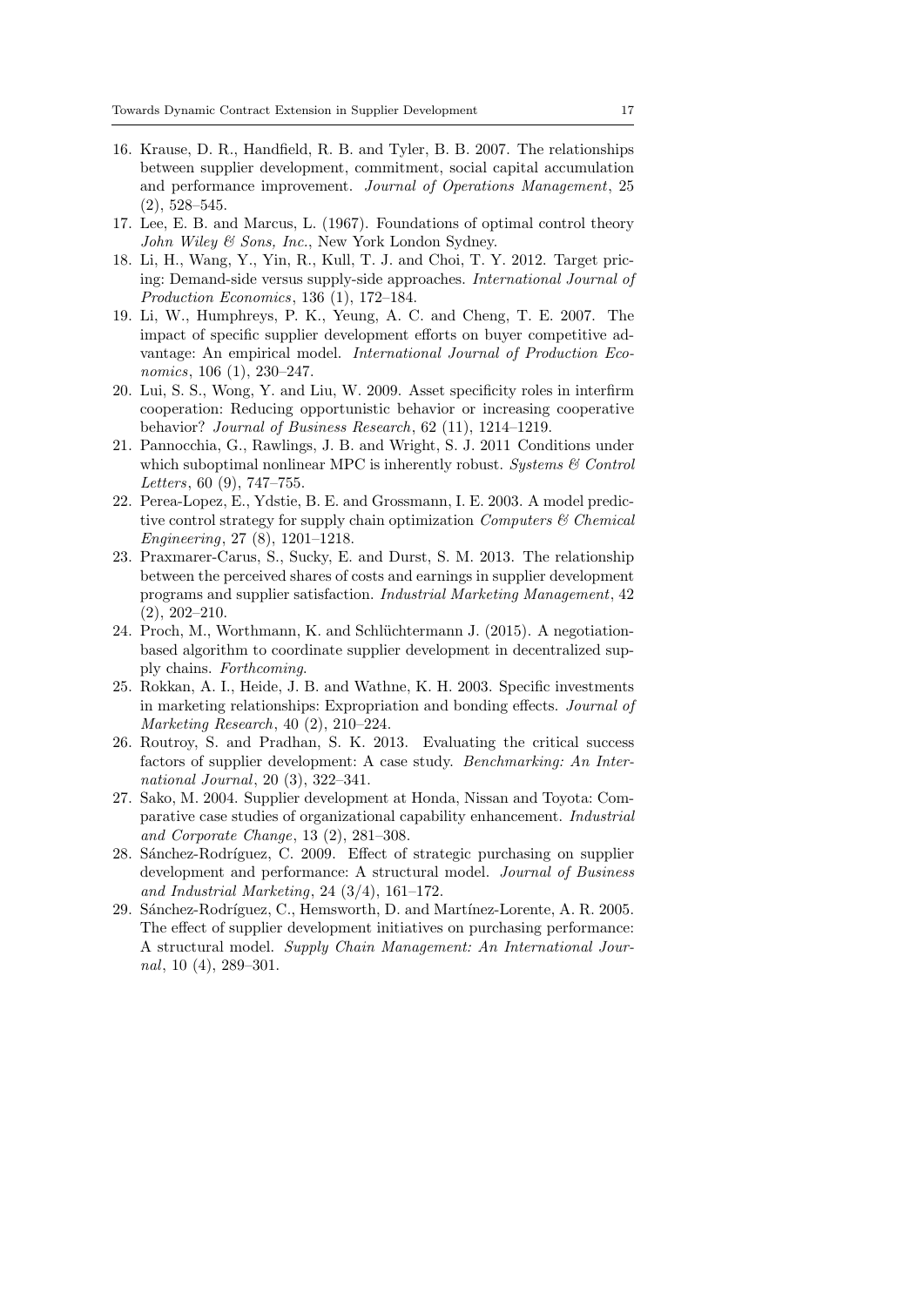16. Krause, D. R., Handfield, R. B. and Tyler, B. B. 2007. The relationships between supplier development, commitment, social capital accumulation and performance improvement. *Journal of Operations Management*, 25 (2), 528–545.
17. Lee, E. B. and Marcus, L. (1967). Foundations of optimal control theory *John Wiley & Sons, Inc.*, New York London Sydney.
18. Li, H., Wang, Y., Yin, R., Kull, T. J. and Choi, T. Y. 2012. Target pricing: Demand-side versus supply-side approaches. *International Journal of Production Economics*, 136 (1), 172–184.
19. Li, W., Humphreys, P. K., Yeung, A. C. and Cheng, T. E. 2007. The impact of specific supplier development efforts on buyer competitive advantage: An empirical model. *International Journal of Production Economics*, 106 (1), 230–247.
20. Lui, S. S., Wong, Y. and Liu, W. 2009. Asset specificity roles in interfirm cooperation: Reducing opportunistic behavior or increasing cooperative behavior? *Journal of Business Research*, 62 (11), 1214–1219.
21. Pannocchia, G., Rawlings, J. B. and Wright, S. J. 2011 Conditions under which suboptimal nonlinear MPC is inherently robust. *Systems & Control Letters*, 60 (9), 747–755.
22. Perea-Lopez, E., Ydstie, B. E. and Grossmann, I. E. 2003. A model predictive control strategy for supply chain optimization *Computers & Chemical Engineering*, 27 (8), 1201–1218.
23. Praxmarer-Carus, S., Sucky, E. and Durst, S. M. 2013. The relationship between the perceived shares of costs and earnings in supplier development programs and supplier satisfaction. *Industrial Marketing Management*, 42 (2), 202–210.
24. Proch, M., Worthmann, K. and Schlüchtermann J. (2015). A negotiation-based algorithm to coordinate supplier development in decentralized supply chains. *Forthcoming*.
25. Rokkan, A. I., Heide, J. B. and Wathne, K. H. 2003. Specific investments in marketing relationships: Expropriation and bonding effects. *Journal of Marketing Research*, 40 (2), 210–224.
26. Routroy, S. and Pradhan, S. K. 2013. Evaluating the critical success factors of supplier development: A case study. *Benchmarking: An International Journal*, 20 (3), 322–341.
27. Sako, M. 2004. Supplier development at Honda, Nissan and Toyota: Comparative case studies of organizational capability enhancement. *Industrial and Corporate Change*, 13 (2), 281–308.
28. Sánchez-Rodríguez, C. 2009. Effect of strategic purchasing on supplier development and performance: A structural model. *Journal of Business and Industrial Marketing*, 24 (3/4), 161–172.
29. Sánchez-Rodríguez, C., Hemsworth, D. and Martínez-Lorente, A. R. 2005. The effect of supplier development initiatives on purchasing performance: A structural model. *Supply Chain Management: An International Journal*, 10 (4), 289–301.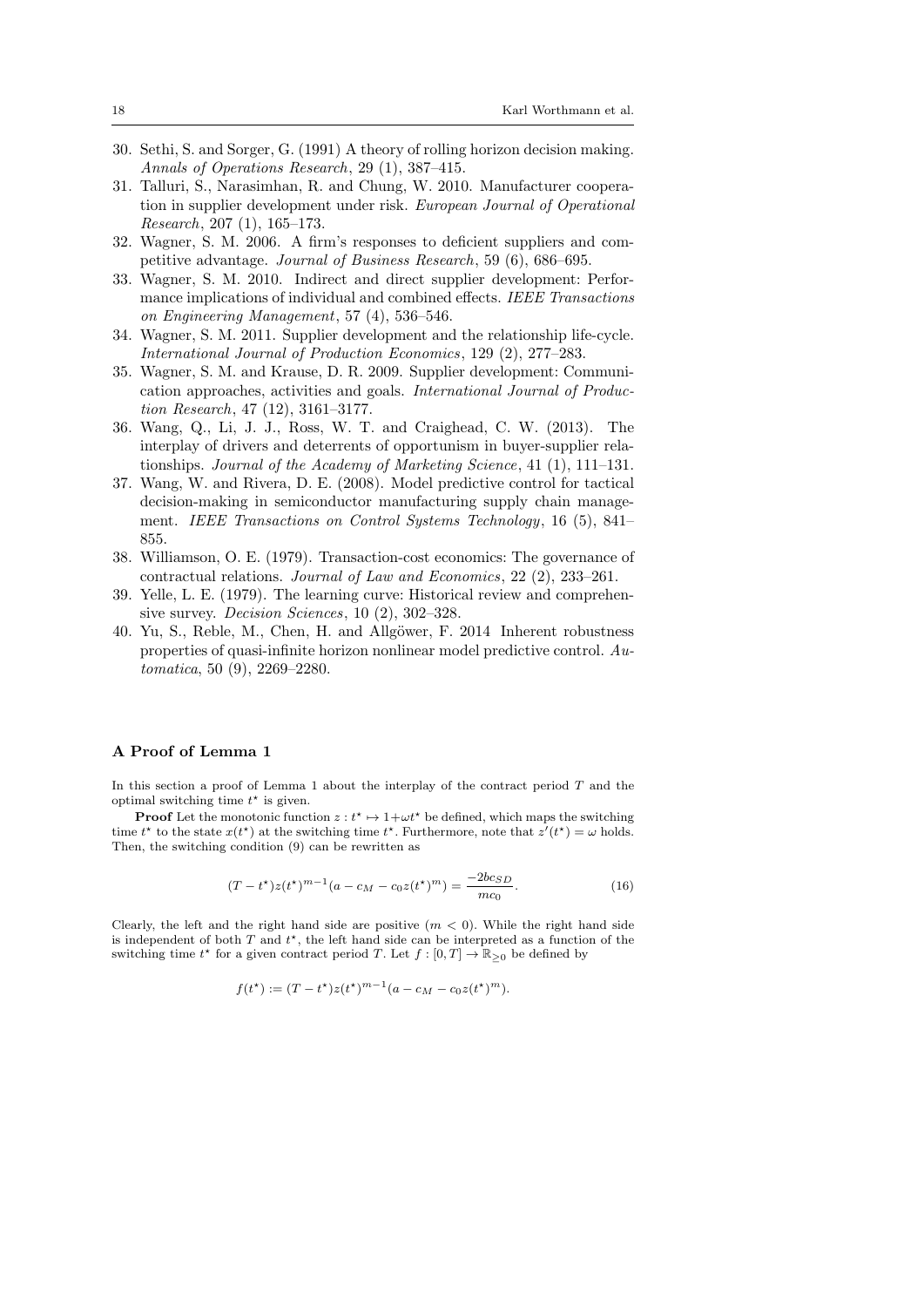30. Sethi, S. and Sorger, G. (1991) A theory of rolling horizon decision making. *Annals of Operations Research*, 29 (1), 387–415.
31. Talluri, S., Narasimhan, R. and Chung, W. 2010. Manufacturer cooperation in supplier development under risk. *European Journal of Operational Research*, 207 (1), 165–173.
32. Wagner, S. M. 2006. A firm's responses to deficient suppliers and competitive advantage. *Journal of Business Research*, 59 (6), 686–695.
33. Wagner, S. M. 2010. Indirect and direct supplier development: Performance implications of individual and combined effects. *IEEE Transactions on Engineering Management*, 57 (4), 536–546.
34. Wagner, S. M. 2011. Supplier development and the relationship life-cycle. *International Journal of Production Economics*, 129 (2), 277–283.
35. Wagner, S. M. and Krause, D. R. 2009. Supplier development: Communication approaches, activities and goals. *International Journal of Production Research*, 47 (12), 3161–3177.
36. Wang, Q., Li, J. J., Ross, W. T. and Craighead, C. W. (2013). The interplay of drivers and deterrents of opportunism in buyer-supplier relationships. *Journal of the Academy of Marketing Science*, 41 (1), 111–131.
37. Wang, W. and Rivera, D. E. (2008). Model predictive control for tactical decision-making in semiconductor manufacturing supply chain management. *IEEE Transactions on Control Systems Technology*, 16 (5), 841–855.
38. Williamson, O. E. (1979). Transaction-cost economics: The governance of contractual relations. *Journal of Law and Economics*, 22 (2), 233–261.
39. Yelle, L. E. (1979). The learning curve: Historical review and comprehensive survey. *Decision Sciences*, 10 (2), 302–328.
40. Yu, S., Reble, M., Chen, H. and Allgöwer, F. 2014 Inherent robustness properties of quasi-infinite horizon nonlinear model predictive control. *Automatica*, 50 (9), 2269–2280.

## A Proof of Lemma 1

In this section a proof of Lemma 1 about the interplay of the contract period $T$ and the optimal switching time $t^\star$ is given.

**Proof** Let the monotonic function $z : t^\star \mapsto 1+\omega t^\star$ be defined, which maps the switching time $t^\star$ to the state $x(t^\star)$ at the switching time $t^\star$. Furthermore, note that $z'(t^\star) = \omega$ holds. Then, the switching condition (9) can be rewritten as

$$(T - t^\star) z(t^\star)^{m-1} (a - c_M - c_0 z(t^\star)^m) = \frac{-2bc_{SD}}{mc_0}. \tag{16}$$

Clearly, the left and the right hand side are positive ($m < 0$). While the right hand side is independent of both $T$ and $t^\star$, the left hand side can be interpreted as a function of the switching time $t^\star$ for a given contract period $T$. Let $f : [0, T] \to \mathbb{R}_{\geq 0}$ be defined by

$$f(t^\star) := (T - t^\star) z(t^\star)^{m-1} (a - c_M - c_0 z(t^\star)^m).$$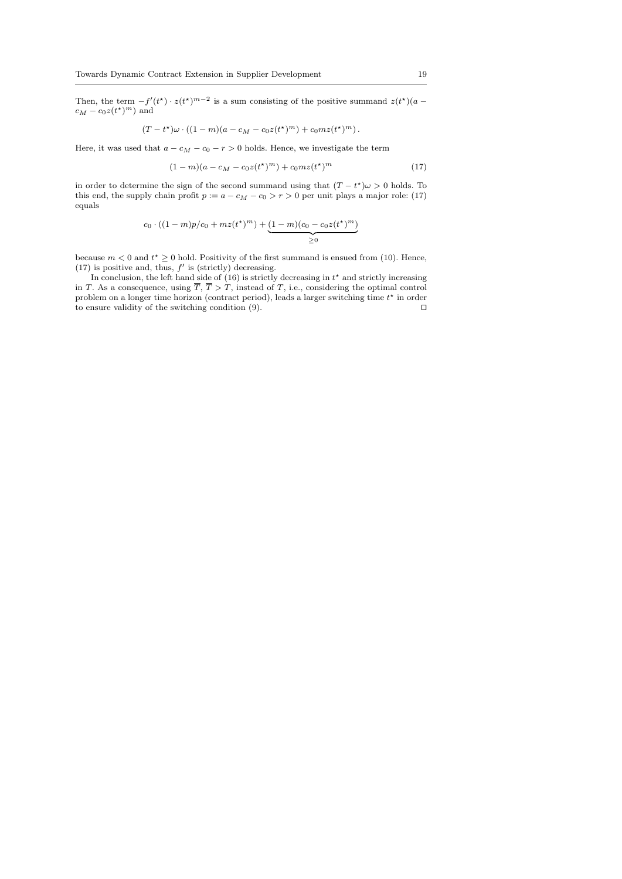Then, the term $-f'(t^\star) \cdot z(t^\star)^{m-2}$ is a sum consisting of the positive summand $z(t^\star)(a - c_M - c_0 z(t^\star)^m)$ and

$$(T - t^\star)\omega \cdot ((1-m)(a - c_M - c_0 z(t^\star)^m) + c_0 m z(t^\star)^m).$$

Here, it was used that $a - c_M - c_0 - r > 0$ holds. Hence, we investigate the term

$$(1-m)(a - c_M - c_0 z(t^\star)^m) + c_0 m z(t^\star)^m \tag{17}$$

in order to determine the sign of the second summand using that $(T - t^\star)\omega > 0$ holds. To this end, the supply chain profit $p := a - c_M - c_0 > r > 0$ per unit plays a major role: (17) equals

$$c_0 \cdot ((1-m)p/c_0 + m z(t^\star)^m) + \underbrace{(1-m)(c_0 - c_0 z(t^\star)^m)}_{\geq 0}$$

because $m < 0$ and $t^\star \geq 0$ hold. Positivity of the first summand is ensued from (10). Hence, (17) is positive and, thus, $f'$ is (strictly) decreasing.

In conclusion, the left hand side of (16) is strictly decreasing in $t^\star$ and strictly increasing in $T$. As a consequence, using $\overline{T}$, $\overline{T} > T$, instead of $T$, i.e., considering the optimal control problem on a longer time horizon (contract period), leads a larger switching time $t^\star$ in order to ensure validity of the switching condition (9). □